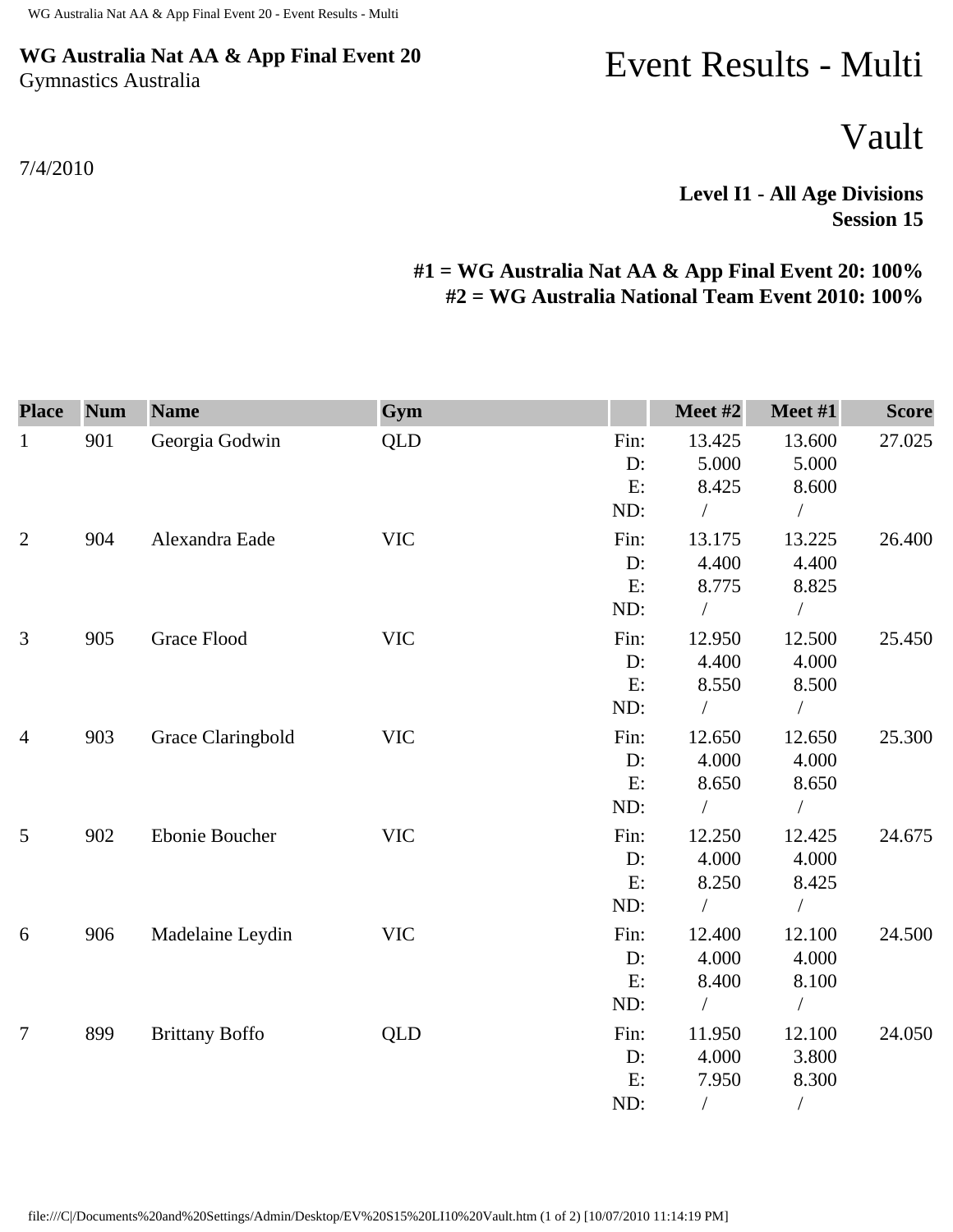**WG Australia Nat AA & App Final Event 20**
Gymnastics Australia

7/4/2010

# Event Results - Multi

# Vault

**Level I1 - All Age Divisions**
**Session 15**

**#1 = WG Australia Nat AA & App Final Event 20: 100%**
**#2 = WG Australia National Team Event 2010: 100%**

| Place | Num | Name | Gym | | Meet #2 | Meet #1 | Score |
|---|---|---|---|---|---|---|---|
| 1 | 901 | Georgia Godwin | QLD | Fin: | 13.425 | 13.600 | 27.025 |
| | | | | D: | 5.000 | 5.000 | |
| | | | | E: | 8.425 | 8.600 | |
| | | | | ND: | / | / | |
| 2 | 904 | Alexandra Eade | VIC | Fin: | 13.175 | 13.225 | 26.400 |
| | | | | D: | 4.400 | 4.400 | |
| | | | | E: | 8.775 | 8.825 | |
| | | | | ND: | / | / | |
| 3 | 905 | Grace Flood | VIC | Fin: | 12.950 | 12.500 | 25.450 |
| | | | | D: | 4.400 | 4.000 | |
| | | | | E: | 8.550 | 8.500 | |
| | | | | ND: | / | / | |
| 4 | 903 | Grace Claringbold | VIC | Fin: | 12.650 | 12.650 | 25.300 |
| | | | | D: | 4.000 | 4.000 | |
| | | | | E: | 8.650 | 8.650 | |
| | | | | ND: | / | / | |
| 5 | 902 | Ebonie Boucher | VIC | Fin: | 12.250 | 12.425 | 24.675 |
| | | | | D: | 4.000 | 4.000 | |
| | | | | E: | 8.250 | 8.425 | |
| | | | | ND: | / | / | |
| 6 | 906 | Madelaine Leydin | VIC | Fin: | 12.400 | 12.100 | 24.500 |
| | | | | D: | 4.000 | 4.000 | |
| | | | | E: | 8.400 | 8.100 | |
| | | | | ND: | / | / | |
| 7 | 899 | Brittany Boffo | QLD | Fin: | 11.950 | 12.100 | 24.050 |
| | | | | D: | 4.000 | 3.800 | |
| | | | | E: | 7.950 | 8.300 | |
| | | | | ND: | / | / | |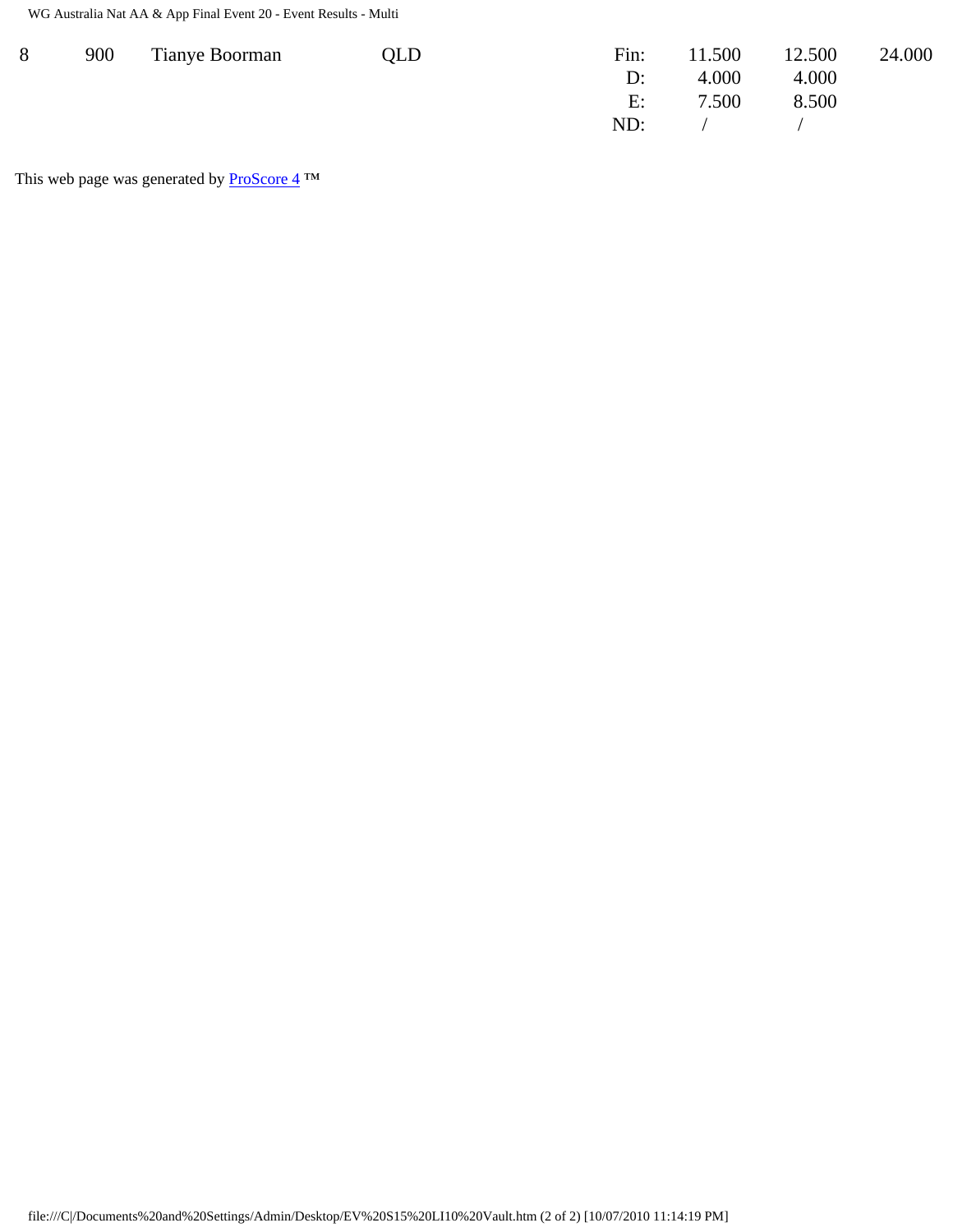| | | | | | | | |
|---|---|---|---|---|---|---|---|
| 8 | 900 | Tianye Boorman | QLD | Fin: | 11.500 | 12.500 | 24.000 |
| | | | | D: | 4.000 | 4.000 | |
| | | | | E: | 7.500 | 8.500 | |
| | | | | ND: | / | / | |

This web page was generated by ProScore 4 ™